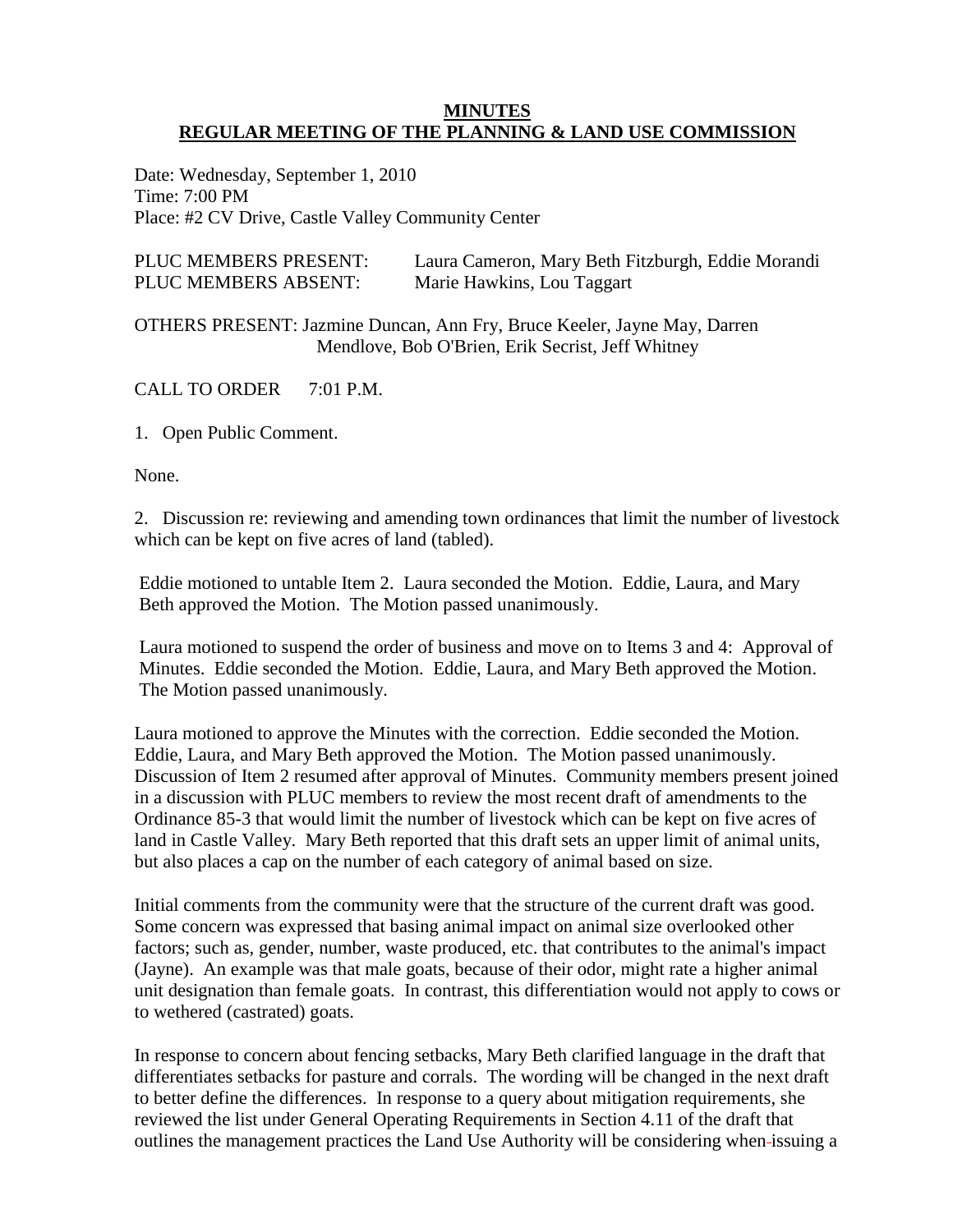# MINUTES
## REGULAR MEETING OF THE PLANNING & LAND USE COMMISSION

Date: Wednesday, September 1, 2010
Time: 7:00 PM
Place: #2 CV Drive, Castle Valley Community Center

PLUC MEMBERS PRESENT: Laura Cameron, Mary Beth Fitzburgh, Eddie Morandi
PLUC MEMBERS ABSENT: Marie Hawkins, Lou Taggart

OTHERS PRESENT: Jazmine Duncan, Ann Fry, Bruce Keeler, Jayne May, Darren Mendlove, Bob O'Brien, Erik Secrist, Jeff Whitney

CALL TO ORDER 7:01 P.M.

1. Open Public Comment.

None.

2. Discussion re: reviewing and amending town ordinances that limit the number of livestock which can be kept on five acres of land (tabled).

Eddie motioned to untable Item 2. Laura seconded the Motion. Eddie, Laura, and Mary Beth approved the Motion. The Motion passed unanimously.

Laura motioned to suspend the order of business and move on to Items 3 and 4: Approval of Minutes. Eddie seconded the Motion. Eddie, Laura, and Mary Beth approved the Motion. The Motion passed unanimously.

Laura motioned to approve the Minutes with the correction. Eddie seconded the Motion. Eddie, Laura, and Mary Beth approved the Motion. The Motion passed unanimously. Discussion of Item 2 resumed after approval of Minutes. Community members present joined in a discussion with PLUC members to review the most recent draft of amendments to the Ordinance 85-3 that would limit the number of livestock which can be kept on five acres of land in Castle Valley. Mary Beth reported that this draft sets an upper limit of animal units, but also places a cap on the number of each category of animal based on size.

Initial comments from the community were that the structure of the current draft was good. Some concern was expressed that basing animal impact on animal size overlooked other factors; such as, gender, number, waste produced, etc. that contributes to the animal's impact (Jayne). An example was that male goats, because of their odor, might rate a higher animal unit designation than female goats. In contrast, this differentiation would not apply to cows or to wethered (castrated) goats.

In response to concern about fencing setbacks, Mary Beth clarified language in the draft that differentiates setbacks for pasture and corrals. The wording will be changed in the next draft to better define the differences. In response to a query about mitigation requirements, she reviewed the list under General Operating Requirements in Section 4.11 of the draft that outlines the management practices the Land Use Authority will be considering when issuing a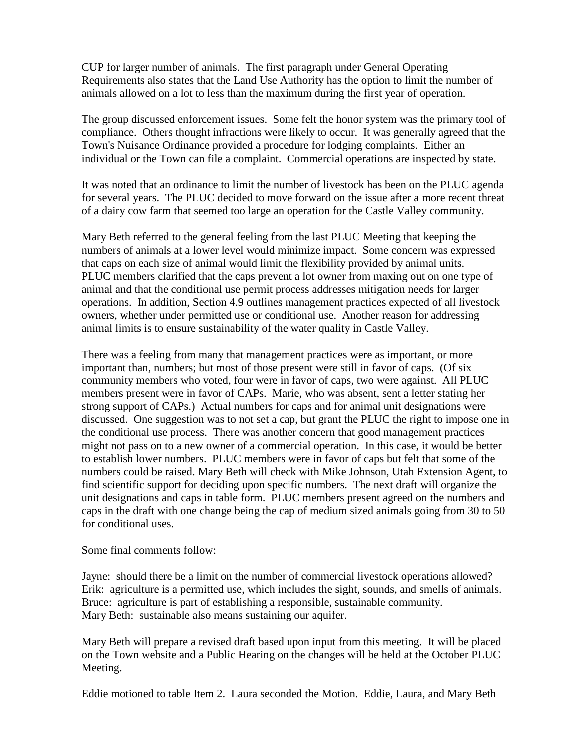CUP for larger number of animals. The first paragraph under General Operating Requirements also states that the Land Use Authority has the option to limit the number of animals allowed on a lot to less than the maximum during the first year of operation.

The group discussed enforcement issues. Some felt the honor system was the primary tool of compliance. Others thought infractions were likely to occur. It was generally agreed that the Town's Nuisance Ordinance provided a procedure for lodging complaints. Either an individual or the Town can file a complaint. Commercial operations are inspected by state.

It was noted that an ordinance to limit the number of livestock has been on the PLUC agenda for several years. The PLUC decided to move forward on the issue after a more recent threat of a dairy cow farm that seemed too large an operation for the Castle Valley community.

Mary Beth referred to the general feeling from the last PLUC Meeting that keeping the numbers of animals at a lower level would minimize impact. Some concern was expressed that caps on each size of animal would limit the flexibility provided by animal units. PLUC members clarified that the caps prevent a lot owner from maxing out on one type of animal and that the conditional use permit process addresses mitigation needs for larger operations. In addition, Section 4.9 outlines management practices expected of all livestock owners, whether under permitted use or conditional use. Another reason for addressing animal limits is to ensure sustainability of the water quality in Castle Valley.

There was a feeling from many that management practices were as important, or more important than, numbers; but most of those present were still in favor of caps. (Of six community members who voted, four were in favor of caps, two were against. All PLUC members present were in favor of CAPs. Marie, who was absent, sent a letter stating her strong support of CAPs.) Actual numbers for caps and for animal unit designations were discussed. One suggestion was to not set a cap, but grant the PLUC the right to impose one in the conditional use process. There was another concern that good management practices might not pass on to a new owner of a commercial operation. In this case, it would be better to establish lower numbers. PLUC members were in favor of caps but felt that some of the numbers could be raised. Mary Beth will check with Mike Johnson, Utah Extension Agent, to find scientific support for deciding upon specific numbers. The next draft will organize the unit designations and caps in table form. PLUC members present agreed on the numbers and caps in the draft with one change being the cap of medium sized animals going from 30 to 50 for conditional uses.

Some final comments follow:

Jayne: should there be a limit on the number of commercial livestock operations allowed?
Erik: agriculture is a permitted use, which includes the sight, sounds, and smells of animals.
Bruce: agriculture is part of establishing a responsible, sustainable community.
Mary Beth: sustainable also means sustaining our aquifer.

Mary Beth will prepare a revised draft based upon input from this meeting. It will be placed on the Town website and a Public Hearing on the changes will be held at the October PLUC Meeting.

Eddie motioned to table Item 2. Laura seconded the Motion. Eddie, Laura, and Mary Beth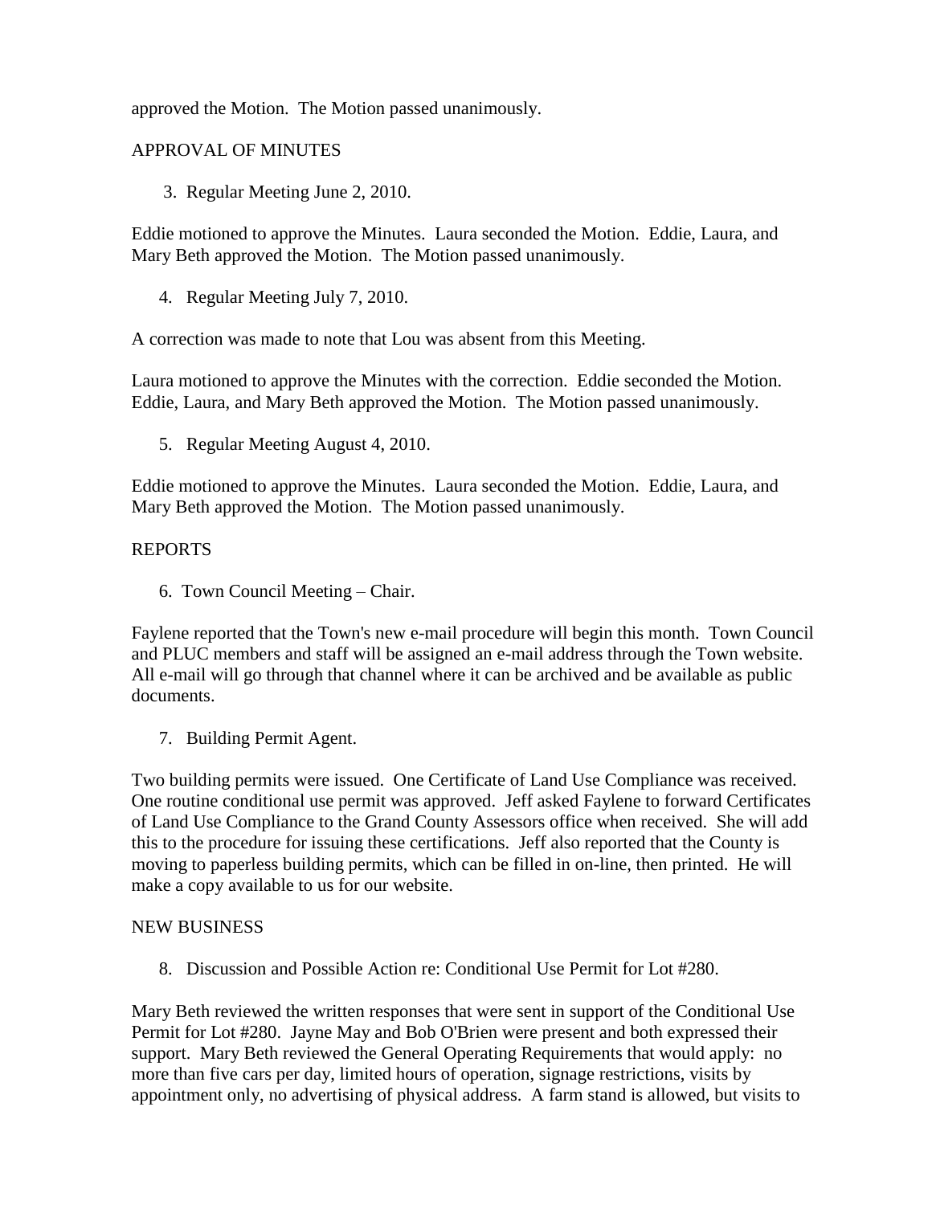approved the Motion. The Motion passed unanimously.

APPROVAL OF MINUTES

3. Regular Meeting June 2, 2010.

Eddie motioned to approve the Minutes. Laura seconded the Motion. Eddie, Laura, and Mary Beth approved the Motion. The Motion passed unanimously.

4. Regular Meeting July 7, 2010.

A correction was made to note that Lou was absent from this Meeting.

Laura motioned to approve the Minutes with the correction. Eddie seconded the Motion. Eddie, Laura, and Mary Beth approved the Motion. The Motion passed unanimously.

5. Regular Meeting August 4, 2010.

Eddie motioned to approve the Minutes. Laura seconded the Motion. Eddie, Laura, and Mary Beth approved the Motion. The Motion passed unanimously.

REPORTS

6. Town Council Meeting – Chair.

Faylene reported that the Town's new e-mail procedure will begin this month. Town Council and PLUC members and staff will be assigned an e-mail address through the Town website. All e-mail will go through that channel where it can be archived and be available as public documents.

7. Building Permit Agent.

Two building permits were issued. One Certificate of Land Use Compliance was received. One routine conditional use permit was approved. Jeff asked Faylene to forward Certificates of Land Use Compliance to the Grand County Assessors office when received. She will add this to the procedure for issuing these certifications. Jeff also reported that the County is moving to paperless building permits, which can be filled in on-line, then printed. He will make a copy available to us for our website.

NEW BUSINESS

8. Discussion and Possible Action re: Conditional Use Permit for Lot #280.

Mary Beth reviewed the written responses that were sent in support of the Conditional Use Permit for Lot #280. Jayne May and Bob O'Brien were present and both expressed their support. Mary Beth reviewed the General Operating Requirements that would apply: no more than five cars per day, limited hours of operation, signage restrictions, visits by appointment only, no advertising of physical address. A farm stand is allowed, but visits to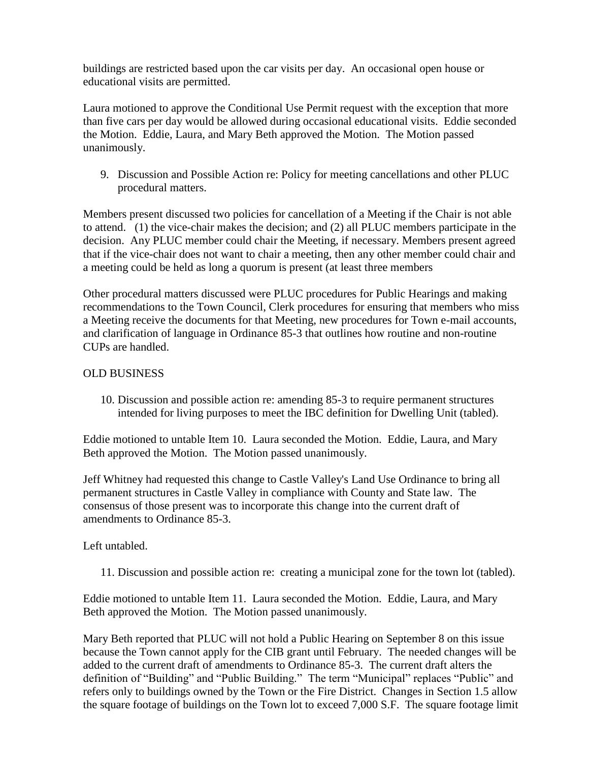buildings are restricted based upon the car visits per day. An occasional open house or educational visits are permitted.

Laura motioned to approve the Conditional Use Permit request with the exception that more than five cars per day would be allowed during occasional educational visits. Eddie seconded the Motion. Eddie, Laura, and Mary Beth approved the Motion. The Motion passed unanimously.

9. Discussion and Possible Action re: Policy for meeting cancellations and other PLUC procedural matters.

Members present discussed two policies for cancellation of a Meeting if the Chair is not able to attend. (1) the vice-chair makes the decision; and (2) all PLUC members participate in the decision. Any PLUC member could chair the Meeting, if necessary. Members present agreed that if the vice-chair does not want to chair a meeting, then any other member could chair and a meeting could be held as long a quorum is present (at least three members

Other procedural matters discussed were PLUC procedures for Public Hearings and making recommendations to the Town Council, Clerk procedures for ensuring that members who miss a Meeting receive the documents for that Meeting, new procedures for Town e-mail accounts, and clarification of language in Ordinance 85-3 that outlines how routine and non-routine CUPs are handled.

OLD BUSINESS

10. Discussion and possible action re: amending 85-3 to require permanent structures intended for living purposes to meet the IBC definition for Dwelling Unit (tabled).

Eddie motioned to untable Item 10. Laura seconded the Motion. Eddie, Laura, and Mary Beth approved the Motion. The Motion passed unanimously.

Jeff Whitney had requested this change to Castle Valley's Land Use Ordinance to bring all permanent structures in Castle Valley in compliance with County and State law. The consensus of those present was to incorporate this change into the current draft of amendments to Ordinance 85-3.

Left untabled.

11. Discussion and possible action re: creating a municipal zone for the town lot (tabled).

Eddie motioned to untable Item 11. Laura seconded the Motion. Eddie, Laura, and Mary Beth approved the Motion. The Motion passed unanimously.

Mary Beth reported that PLUC will not hold a Public Hearing on September 8 on this issue because the Town cannot apply for the CIB grant until February. The needed changes will be added to the current draft of amendments to Ordinance 85-3. The current draft alters the definition of "Building" and "Public Building." The term "Municipal" replaces "Public" and refers only to buildings owned by the Town or the Fire District. Changes in Section 1.5 allow the square footage of buildings on the Town lot to exceed 7,000 S.F. The square footage limit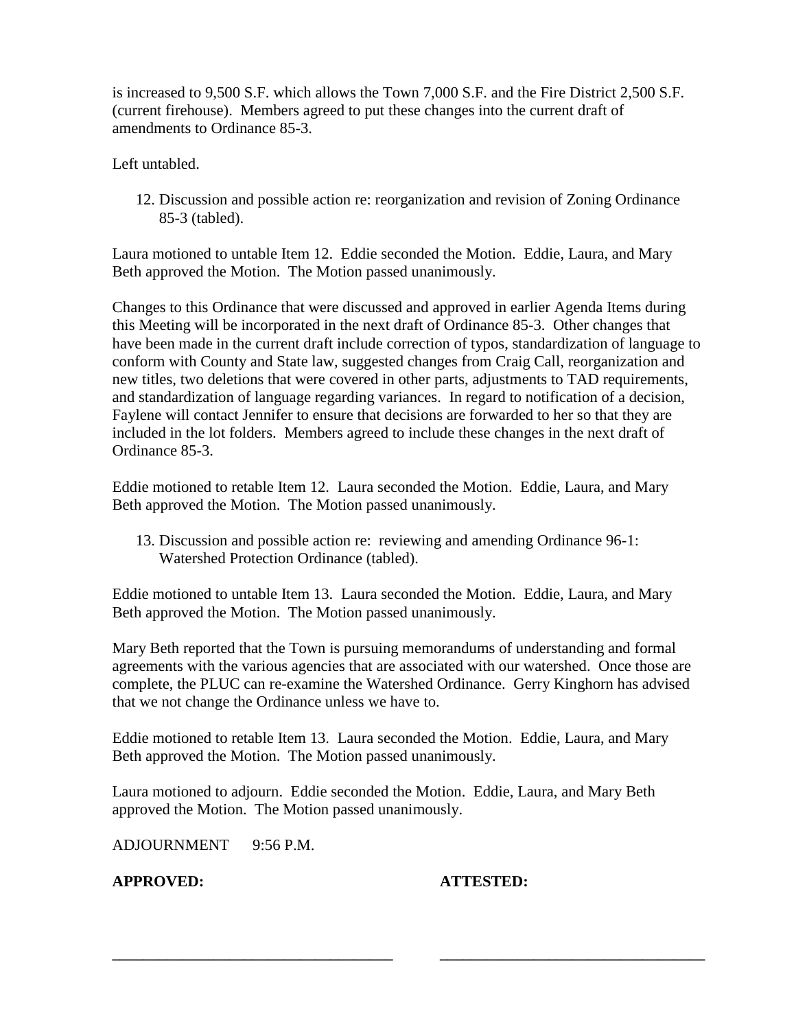is increased to 9,500 S.F. which allows the Town 7,000 S.F. and the Fire District 2,500 S.F. (current firehouse). Members agreed to put these changes into the current draft of amendments to Ordinance 85-3.

Left untabled.

12. Discussion and possible action re: reorganization and revision of Zoning Ordinance 85-3 (tabled).

Laura motioned to untable Item 12. Eddie seconded the Motion. Eddie, Laura, and Mary Beth approved the Motion. The Motion passed unanimously.

Changes to this Ordinance that were discussed and approved in earlier Agenda Items during this Meeting will be incorporated in the next draft of Ordinance 85-3. Other changes that have been made in the current draft include correction of typos, standardization of language to conform with County and State law, suggested changes from Craig Call, reorganization and new titles, two deletions that were covered in other parts, adjustments to TAD requirements, and standardization of language regarding variances. In regard to notification of a decision, Faylene will contact Jennifer to ensure that decisions are forwarded to her so that they are included in the lot folders. Members agreed to include these changes in the next draft of Ordinance 85-3.

Eddie motioned to retable Item 12. Laura seconded the Motion. Eddie, Laura, and Mary Beth approved the Motion. The Motion passed unanimously.

13. Discussion and possible action re: reviewing and amending Ordinance 96-1: Watershed Protection Ordinance (tabled).

Eddie motioned to untable Item 13. Laura seconded the Motion. Eddie, Laura, and Mary Beth approved the Motion. The Motion passed unanimously.

Mary Beth reported that the Town is pursuing memorandums of understanding and formal agreements with the various agencies that are associated with our watershed. Once those are complete, the PLUC can re-examine the Watershed Ordinance. Gerry Kinghorn has advised that we not change the Ordinance unless we have to.

Eddie motioned to retable Item 13. Laura seconded the Motion. Eddie, Laura, and Mary Beth approved the Motion. The Motion passed unanimously.

Laura motioned to adjourn. Eddie seconded the Motion. Eddie, Laura, and Mary Beth approved the Motion. The Motion passed unanimously.

ADJOURNMENT 9:56 P.M.

**APPROVED:** **ATTESTED:**

\_\_\_\_\_\_\_\_\_\_\_\_\_\_\_\_\_\_\_\_\_\_\_\_\_\_\_\_\_\_\_\_\_\_ \_\_\_\_\_\_\_\_\_\_\_\_\_\_\_\_\_\_\_\_\_\_\_\_\_\_\_\_\_\_\_\_\_\_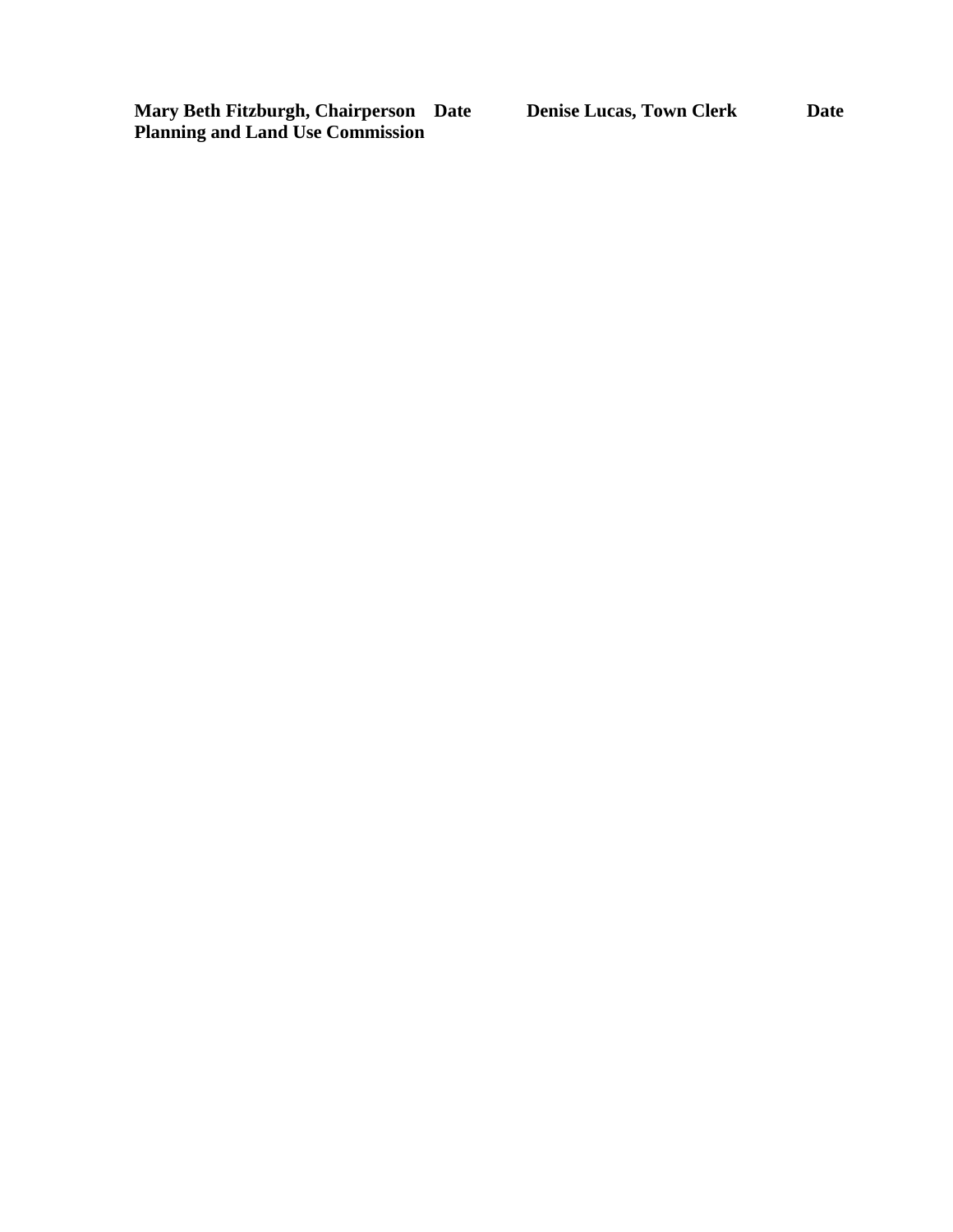| | | | |
|---|---|---|---|
| **Mary Beth Fitzburgh, Chairperson**<br>**Planning and Land Use Commission** | **Date** | **Denise Lucas, Town Clerk** | **Date** |